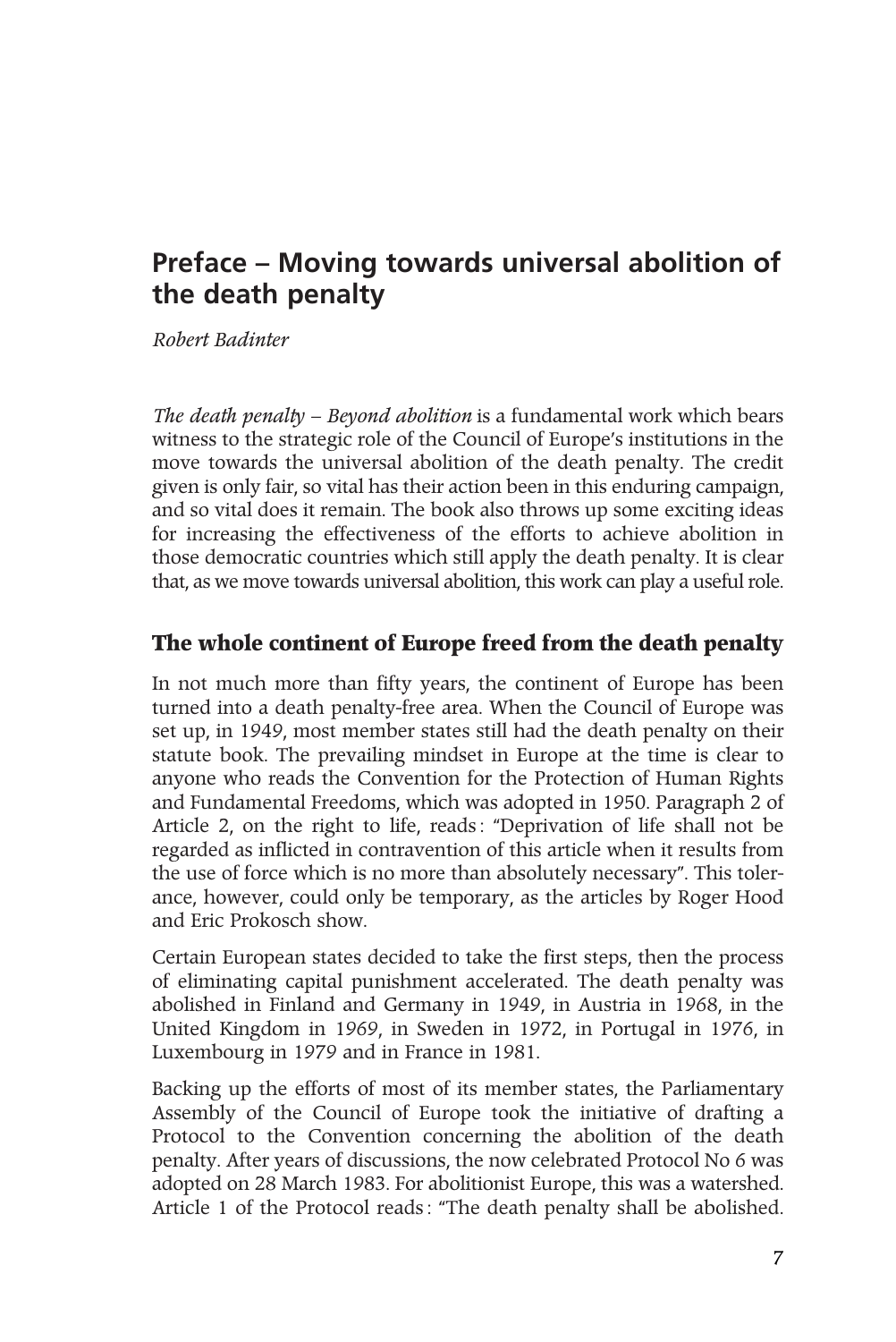# Preface – Moving towards universal abolition of the death penalty

*Robert Badinter*

*The death penalty – Beyond abolition* is a fundamental work which bears witness to the strategic role of the Council of Europe's institutions in the move towards the universal abolition of the death penalty. The credit given is only fair, so vital has their action been in this enduring campaign, and so vital does it remain. The book also throws up some exciting ideas for increasing the effectiveness of the efforts to achieve abolition in those democratic countries which still apply the death penalty. It is clear that, as we move towards universal abolition, this work can play a useful role.

## The whole continent of Europe freed from the death penalty

In not much more than fifty years, the continent of Europe has been turned into a death penalty-free area. When the Council of Europe was set up, in 1949, most member states still had the death penalty on their statute book. The prevailing mindset in Europe at the time is clear to anyone who reads the Convention for the Protection of Human Rights and Fundamental Freedoms, which was adopted in 1950. Paragraph 2 of Article 2, on the right to life, reads : "Deprivation of life shall not be regarded as inflicted in contravention of this article when it results from the use of force which is no more than absolutely necessary". This tolerance, however, could only be temporary, as the articles by Roger Hood and Eric Prokosch show.

Certain European states decided to take the first steps, then the process of eliminating capital punishment accelerated. The death penalty was abolished in Finland and Germany in 1949, in Austria in 1968, in the United Kingdom in 1969, in Sweden in 1972, in Portugal in 1976, in Luxembourg in 1979 and in France in 1981.

Backing up the efforts of most of its member states, the Parliamentary Assembly of the Council of Europe took the initiative of drafting a Protocol to the Convention concerning the abolition of the death penalty. After years of discussions, the now celebrated Protocol No 6 was adopted on 28 March 1983. For abolitionist Europe, this was a watershed. Article 1 of the Protocol reads : "The death penalty shall be abolished.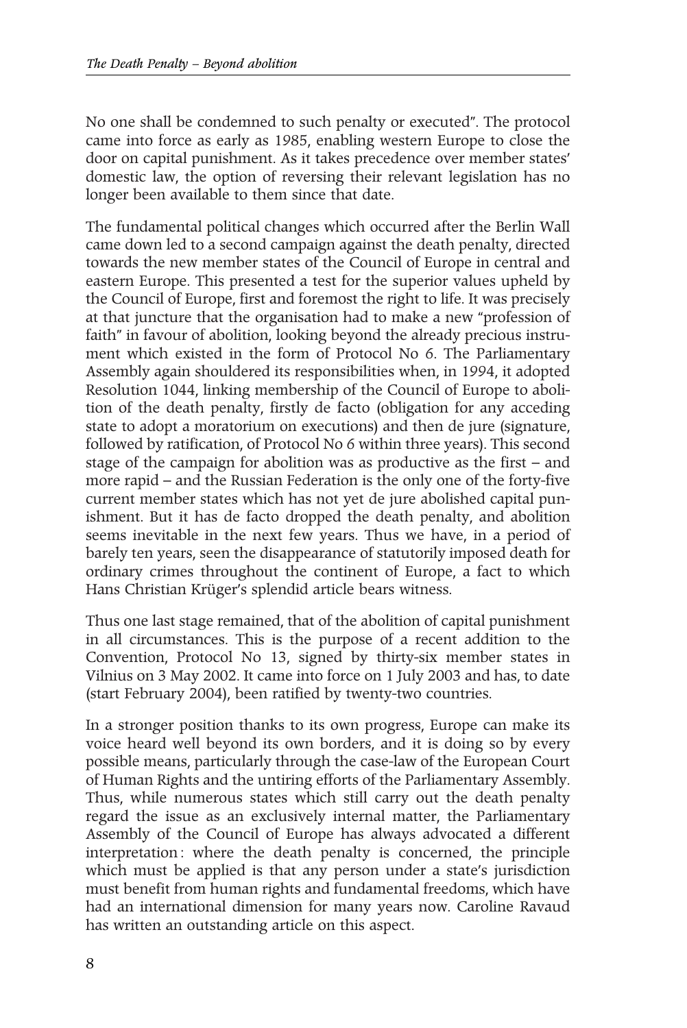No one shall be condemned to such penalty or executed". The protocol came into force as early as 1985, enabling western Europe to close the door on capital punishment. As it takes precedence over member states' domestic law, the option of reversing their relevant legislation has no longer been available to them since that date.

The fundamental political changes which occurred after the Berlin Wall came down led to a second campaign against the death penalty, directed towards the new member states of the Council of Europe in central and eastern Europe. This presented a test for the superior values upheld by the Council of Europe, first and foremost the right to life. It was precisely at that juncture that the organisation had to make a new "profession of faith" in favour of abolition, looking beyond the already precious instrument which existed in the form of Protocol No 6. The Parliamentary Assembly again shouldered its responsibilities when, in 1994, it adopted Resolution 1044, linking membership of the Council of Europe to abolition of the death penalty, firstly de facto (obligation for any acceding state to adopt a moratorium on executions) and then de jure (signature, followed by ratification, of Protocol No 6 within three years). This second stage of the campaign for abolition was as productive as the first – and more rapid – and the Russian Federation is the only one of the forty-five current member states which has not yet de jure abolished capital punishment. But it has de facto dropped the death penalty, and abolition seems inevitable in the next few years. Thus we have, in a period of barely ten years, seen the disappearance of statutorily imposed death for ordinary crimes throughout the continent of Europe, a fact to which Hans Christian Krüger's splendid article bears witness.

Thus one last stage remained, that of the abolition of capital punishment in all circumstances. This is the purpose of a recent addition to the Convention, Protocol No 13, signed by thirty-six member states in Vilnius on 3 May 2002. It came into force on 1 July 2003 and has, to date (start February 2004), been ratified by twenty-two countries.

In a stronger position thanks to its own progress, Europe can make its voice heard well beyond its own borders, and it is doing so by every possible means, particularly through the case-law of the European Court of Human Rights and the untiring efforts of the Parliamentary Assembly. Thus, while numerous states which still carry out the death penalty regard the issue as an exclusively internal matter, the Parliamentary Assembly of the Council of Europe has always advocated a different interpretation: where the death penalty is concerned, the principle which must be applied is that any person under a state's jurisdiction must benefit from human rights and fundamental freedoms, which have had an international dimension for many years now. Caroline Ravaud has written an outstanding article on this aspect.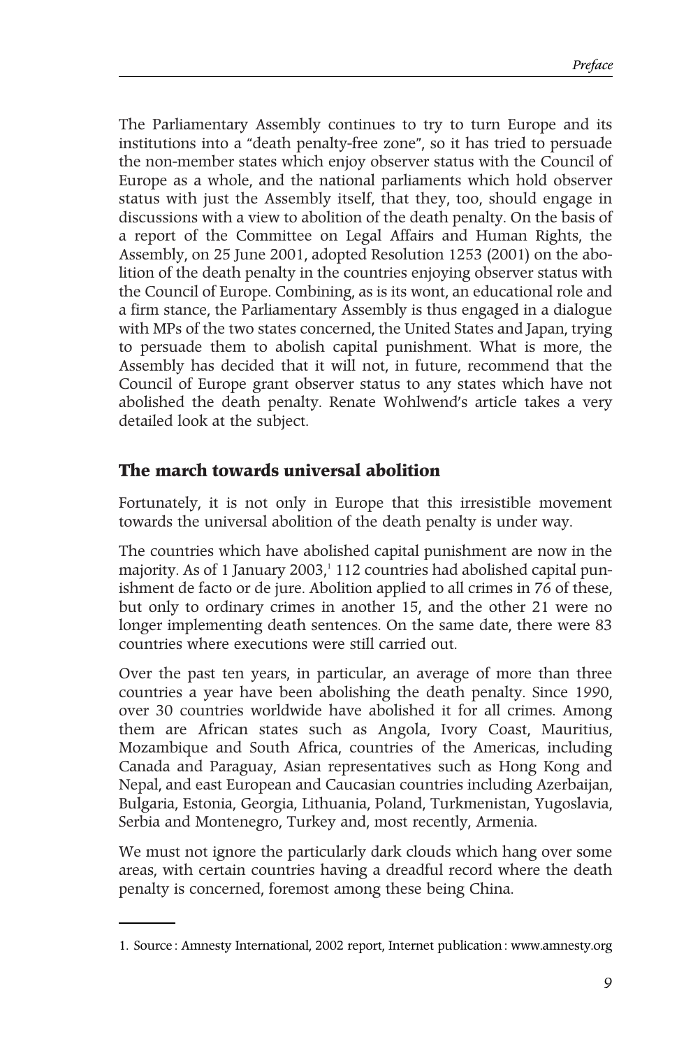The Parliamentary Assembly continues to try to turn Europe and its institutions into a "death penalty-free zone", so it has tried to persuade the non-member states which enjoy observer status with the Council of Europe as a whole, and the national parliaments which hold observer status with just the Assembly itself, that they, too, should engage in discussions with a view to abolition of the death penalty. On the basis of a report of the Committee on Legal Affairs and Human Rights, the Assembly, on 25 June 2001, adopted Resolution 1253 (2001) on the abolition of the death penalty in the countries enjoying observer status with the Council of Europe. Combining, as is its wont, an educational role and a firm stance, the Parliamentary Assembly is thus engaged in a dialogue with MPs of the two states concerned, the United States and Japan, trying to persuade them to abolish capital punishment. What is more, the Assembly has decided that it will not, in future, recommend that the Council of Europe grant observer status to any states which have not abolished the death penalty. Renate Wohlwend's article takes a very detailed look at the subject.

## The march towards universal abolition

Fortunately, it is not only in Europe that this irresistible movement towards the universal abolition of the death penalty is under way.

The countries which have abolished capital punishment are now in the majority. As of 1 January 2003,[1] 112 countries had abolished capital punishment de facto or de jure. Abolition applied to all crimes in 76 of these, but only to ordinary crimes in another 15, and the other 21 were no longer implementing death sentences. On the same date, there were 83 countries where executions were still carried out.

Over the past ten years, in particular, an average of more than three countries a year have been abolishing the death penalty. Since 1990, over 30 countries worldwide have abolished it for all crimes. Among them are African states such as Angola, Ivory Coast, Mauritius, Mozambique and South Africa, countries of the Americas, including Canada and Paraguay, Asian representatives such as Hong Kong and Nepal, and east European and Caucasian countries including Azerbaijan, Bulgaria, Estonia, Georgia, Lithuania, Poland, Turkmenistan, Yugoslavia, Serbia and Montenegro, Turkey and, most recently, Armenia.

We must not ignore the particularly dark clouds which hang over some areas, with certain countries having a dreadful record where the death penalty is concerned, foremost among these being China.

---

1. Source : Amnesty International, 2002 report, Internet publication : www.amnesty.org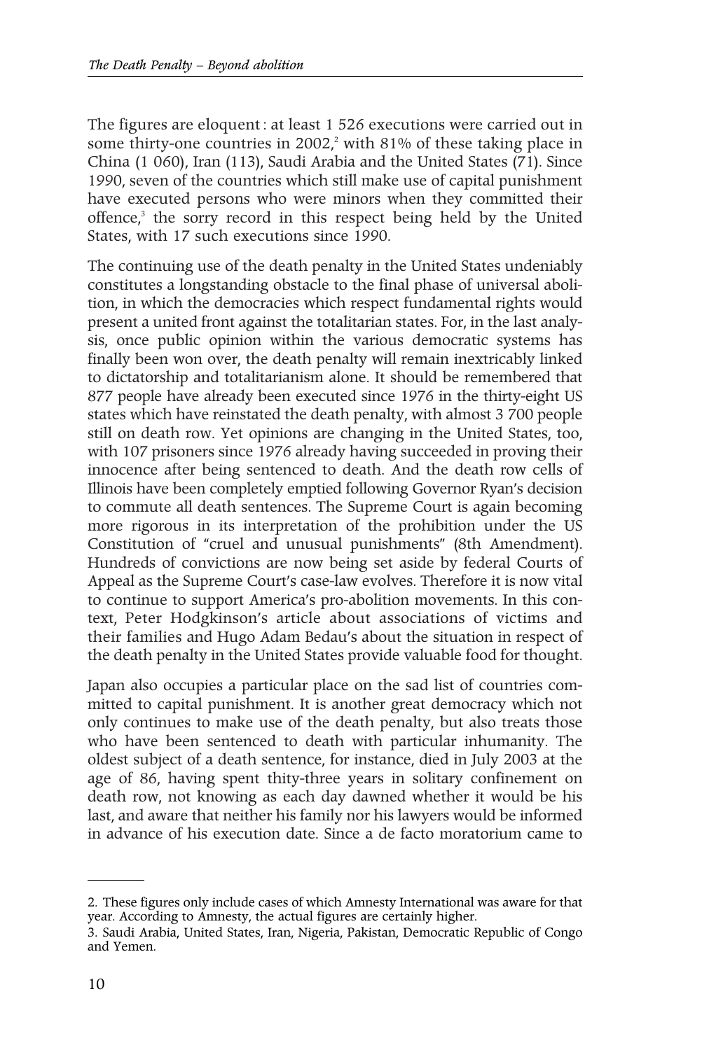The figures are eloquent : at least 1 526 executions were carried out in some thirty-one countries in 2002,[2] with 81% of these taking place in China (1 060), Iran (113), Saudi Arabia and the United States (71). Since 1990, seven of the countries which still make use of capital punishment have executed persons who were minors when they committed their offence,[3] the sorry record in this respect being held by the United States, with 17 such executions since 1990.

The continuing use of the death penalty in the United States undeniably constitutes a longstanding obstacle to the final phase of universal abolition, in which the democracies which respect fundamental rights would present a united front against the totalitarian states. For, in the last analysis, once public opinion within the various democratic systems has finally been won over, the death penalty will remain inextricably linked to dictatorship and totalitarianism alone. It should be remembered that 877 people have already been executed since 1976 in the thirty-eight US states which have reinstated the death penalty, with almost 3 700 people still on death row. Yet opinions are changing in the United States, too, with 107 prisoners since 1976 already having succeeded in proving their innocence after being sentenced to death. And the death row cells of Illinois have been completely emptied following Governor Ryan's decision to commute all death sentences. The Supreme Court is again becoming more rigorous in its interpretation of the prohibition under the US Constitution of "cruel and unusual punishments" (8th Amendment). Hundreds of convictions are now being set aside by federal Courts of Appeal as the Supreme Court's case-law evolves. Therefore it is now vital to continue to support America's pro-abolition movements. In this context, Peter Hodgkinson's article about associations of victims and their families and Hugo Adam Bedau's about the situation in respect of the death penalty in the United States provide valuable food for thought.

Japan also occupies a particular place on the sad list of countries committed to capital punishment. It is another great democracy which not only continues to make use of the death penalty, but also treats those who have been sentenced to death with particular inhumanity. The oldest subject of a death sentence, for instance, died in July 2003 at the age of 86, having spent thity-three years in solitary confinement on death row, not knowing as each day dawned whether it would be his last, and aware that neither his family nor his lawyers would be informed in advance of his execution date. Since a de facto moratorium came to

---

2. These figures only include cases of which Amnesty International was aware for that year. According to Amnesty, the actual figures are certainly higher.

3. Saudi Arabia, United States, Iran, Nigeria, Pakistan, Democratic Republic of Congo and Yemen.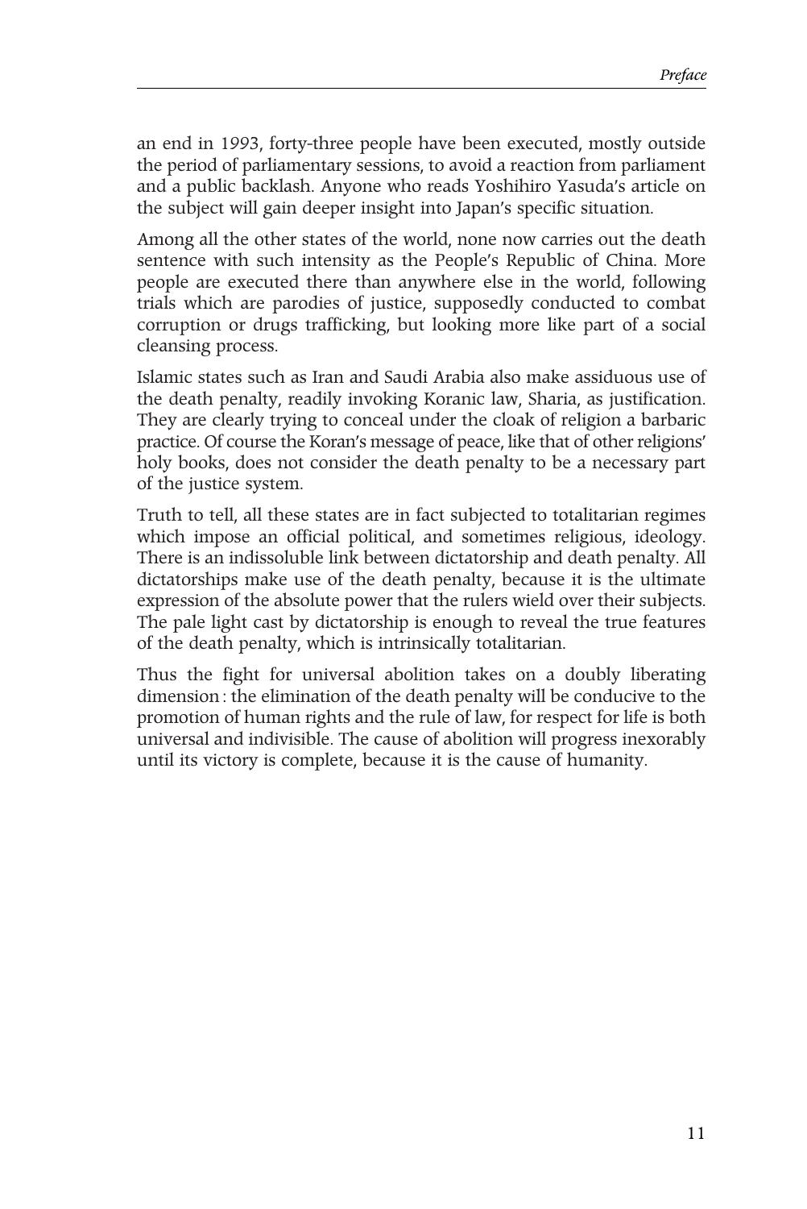an end in 1993, forty-three people have been executed, mostly outside the period of parliamentary sessions, to avoid a reaction from parliament and a public backlash. Anyone who reads Yoshihiro Yasuda's article on the subject will gain deeper insight into Japan's specific situation.

Among all the other states of the world, none now carries out the death sentence with such intensity as the People's Republic of China. More people are executed there than anywhere else in the world, following trials which are parodies of justice, supposedly conducted to combat corruption or drugs trafficking, but looking more like part of a social cleansing process.

Islamic states such as Iran and Saudi Arabia also make assiduous use of the death penalty, readily invoking Koranic law, Sharia, as justification. They are clearly trying to conceal under the cloak of religion a barbaric practice. Of course the Koran's message of peace, like that of other religions' holy books, does not consider the death penalty to be a necessary part of the justice system.

Truth to tell, all these states are in fact subjected to totalitarian regimes which impose an official political, and sometimes religious, ideology. There is an indissoluble link between dictatorship and death penalty. All dictatorships make use of the death penalty, because it is the ultimate expression of the absolute power that the rulers wield over their subjects. The pale light cast by dictatorship is enough to reveal the true features of the death penalty, which is intrinsically totalitarian.

Thus the fight for universal abolition takes on a doubly liberating dimension: the elimination of the death penalty will be conducive to the promotion of human rights and the rule of law, for respect for life is both universal and indivisible. The cause of abolition will progress inexorably until its victory is complete, because it is the cause of humanity.